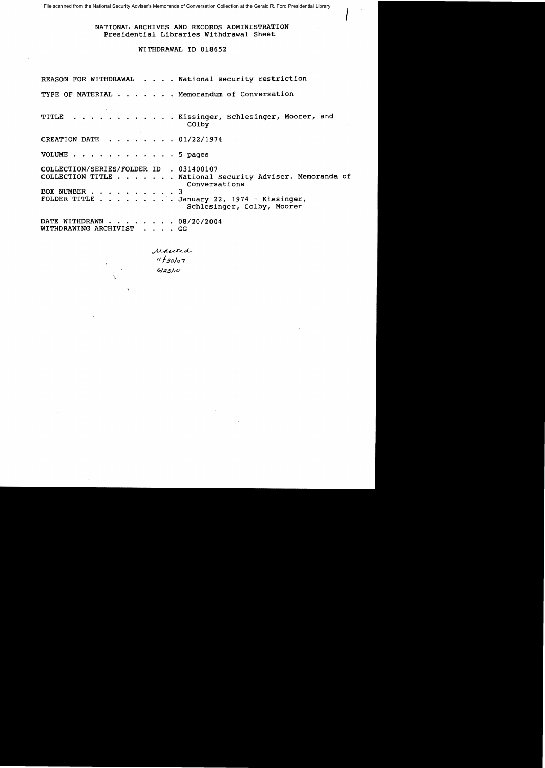File scanned from the National Security Adviser's Memoranda of Conversation Collection at the Gerald R. Ford Presidential Library

NATIONAL ARCHIVES AND RECORDS ADMINISTRATION
Presidential Libraries Withdrawal Sheet

WITHDRAWAL ID 018652

REASON FOR WITHDRAWAL . . . . National security restriction

TYPE OF MATERIAL . . . . . . . Memorandum of Conversation

TITLE . . . . . . . . . . . . Kissinger, Schlesinger, Moorer, and COlby

CREATION DATE . . . . . . . . 01/22/1974

VOLUME . . . . . . . . . . . . 5 pages

COLLECTION/SERIES/FOLDER ID . 031400107
COLLECTION TITLE . . . . . . . National Security Adviser. Memoranda of Conversations
BOX NUMBER . . . . . . . . . . 3
FOLDER TITLE . . . . . . . . . January 22, 1974 - Kissinger, Schlesinger, Colby, Moorer

DATE WITHDRAWN . . . . . . . . 08/20/2004
WITHDRAWING ARCHIVIST . . . . GG

Redacted
11/30/07
6/23/10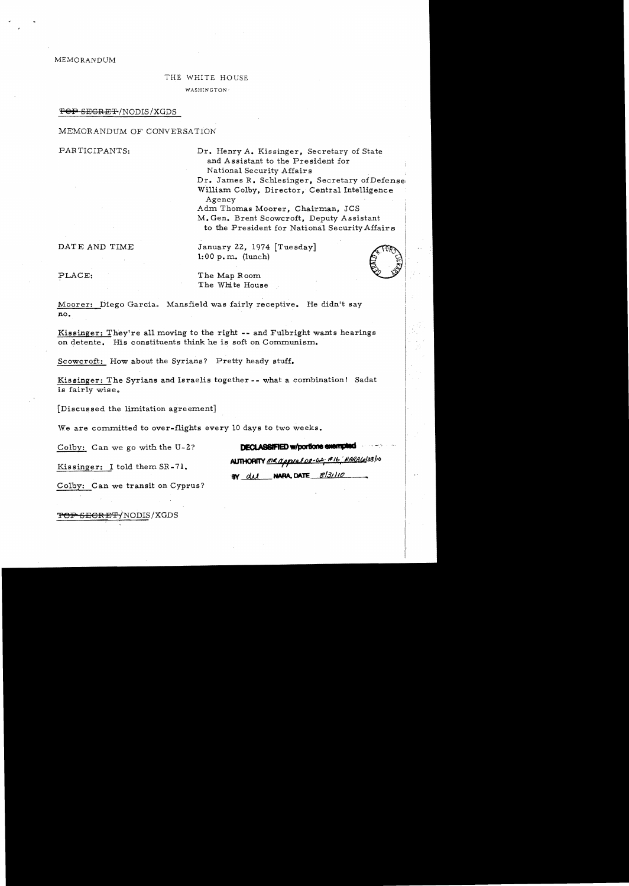MEMORANDUM

THE WHITE HOUSE

WASHINGTON

~~TOP SECRET~~/NODIS/XGDS

MEMORANDUM OF CONVERSATION

PARTICIPANTS: Dr. Henry A. Kissinger, Secretary of State and Assistant to the President for National Security Affairs
Dr. James R. Schlesinger, Secretary of Defense
William Colby, Director, Central Intelligence Agency
Adm Thomas Moorer, Chairman, JCS
M. Gen. Brent Scowcroft, Deputy Assistant to the President for National Security Affairs

DATE AND TIME: January 22, 1974 [Tuesday]
1:00 p.m. (lunch)

PLACE: The Map Room
The White House

Moorer: Diego Garcia. Mansfield was fairly receptive. He didn't say no.

Kissinger: They're all moving to the right -- and Fulbright wants hearings on detente. His constituents think he is soft on Communism.

Scowcroft: How about the Syrians? Pretty heady stuff.

Kissinger: The Syrians and Israelis together -- what a combination! Sadat is fairly wise.

[Discussed the limitation agreement]

We are committed to over-flights every 10 days to two weeks.

Colby: Can we go with the U-2?

Kissinger: I told them SR-71.

Colby: Can we transit on Cyprus?

DECLASSIFIED w/portions exempted
AUTHORITY MR appeal 08-02, #16; NARA 6/23/10
BY dal NARA, DATE 8/31/10

~~TOP SECRET~~/NODIS/XGDS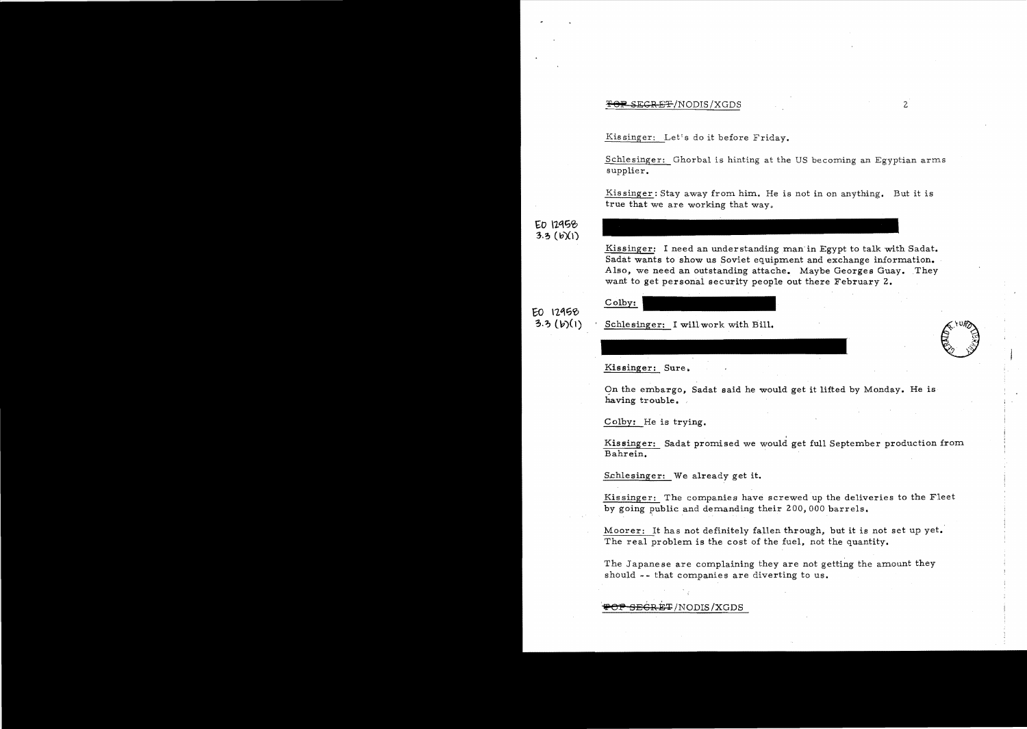TOP SECRET/NODIS/XGDS

Kissinger: Let's do it before Friday.

Schlesinger: Ghorbal is hinting at the US becoming an Egyptian arms supplier.

Kissinger: Stay away from him. He is not in on anything. But it is true that we are working that way.

EO 12958
3.3 (b)(1)

Kissinger: I need an understanding man in Egypt to talk with Sadat. Sadat wants to show us Soviet equipment and exchange information. Also, we need an outstanding attache. Maybe Georges Guay. They want to get personal security people out there February 2.

Colby:

EO 12958
3.3 (b)(1)

Schlesinger: I will work with Bill.

Kissinger: Sure.

On the embargo, Sadat said he would get it lifted by Monday. He is having trouble.

Colby: He is trying.

Kissinger: Sadat promised we would get full September production from Bahrein.

Schlesinger: We already get it.

Kissinger: The companies have screwed up the deliveries to the Fleet by going public and demanding their 200,000 barrels.

Moorer: It has not definitely fallen through, but it is not set up yet. The real problem is the cost of the fuel, not the quantity.

The Japanese are complaining they are not getting the amount they should -- that companies are diverting to us.

TOP SECRET/NODIS/XGDS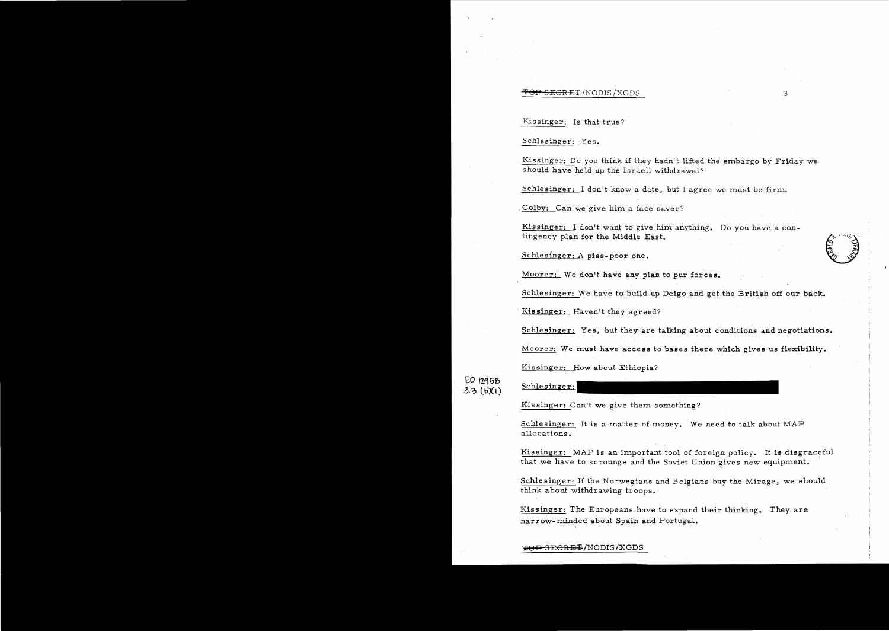Kissinger: Is that true?

Schlesinger: Yes.

Kissinger: Do you think if they hadn't lifted the embargo by Friday we should have held up the Israeli withdrawal?

Schlesinger: I don't know a date, but I agree we must be firm.

Colby: Can we give him a face saver?

Kissinger: I don't want to give him anything. Do you have a contingency plan for the Middle East.

Schlesinger: A piss-poor one.

Moorer: We don't have any plan to pur forces.

Schlesinger: We have to build up Deigo and get the British off our back.

Kissinger: Haven't they agreed?

Schlesinger: Yes, but they are talking about conditions and negotiations.

Moorer: We must have access to bases there which gives us flexibility.

Kissinger: How about Ethiopia?

EO 12958 3.3 (b)(1)

Schlesinger: [redacted]

Kissinger: Can't we give them something?

Schlesinger: It is a matter of money. We need to talk about MAP allocations.

Kissinger: MAP is an important tool of foreign policy. It is disgraceful that we have to scrounge and the Soviet Union gives new equipment.

Schlesinger: If the Norwegians and Belgians buy the Mirage, we should think about withdrawing troops.

Kissinger: The Europeans have to expand their thinking. They are narrow-minded about Spain and Portugal.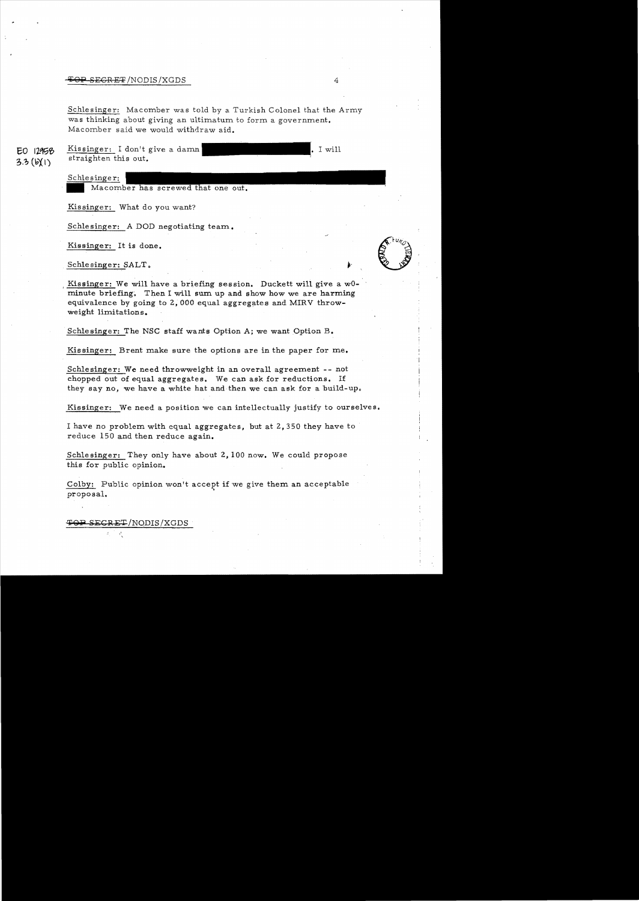Schlesinger: Macomber was told by a Turkish Colonel that the Army was thinking about giving an ultimatum to form a government. Macomber said we would withdraw aid.

EO 12958 3.3 (b)(1)

Kissinger: I don't give a damn [REDACTED]. I will straighten this out.

Schlesinger: [REDACTED]
[REDACTED] Macomber has screwed that one out.

Kissinger: What do you want?

Schlesinger: A DOD negotiating team.

Kissinger: It is done.

Schlesinger: SALT.

Kissinger: We will have a briefing session. Duckett will give a w0-minute briefing. Then I will sum up and show how we are harming equivalence by going to 2,000 equal aggregates and MIRV throw-weight limitations.

Schlesinger: The NSC staff wants Option A; we want Option B.

Kissinger: Brent make sure the options are in the paper for me.

Schlesinger: We need throwweight in an overall agreement -- not chopped out of equal aggregates. We can ask for reductions. If they say no, we have a white hat and then we can ask for a build-up.

Kissinger: We need a position we can intellectually justify to ourselves.

I have no problem with equal aggregates, but at 2,350 they have to reduce 150 and then reduce again.

Schlesinger: They only have about 2,100 now. We could propose this for public opinion.

Colby: Public opinion won't accept if we give them an acceptable proposal.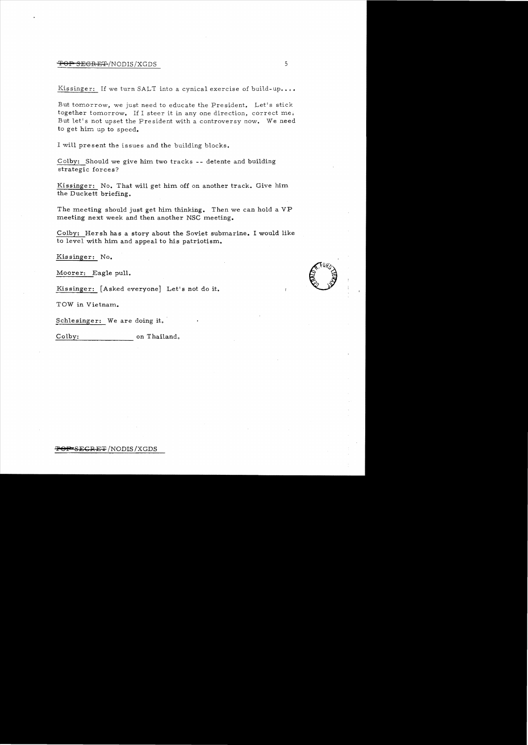Kissinger: If we turn SALT into a cynical exercise of build-up. . . .

But tomorrow, we just need to educate the President. Let's stick together tomorrow. If I steer it in any one direction, correct me. But let's not upset the President with a controversy now. We need to get him up to speed.

I will present the issues and the building blocks.

Colby: Should we give him two tracks -- detente and building strategic forces?

Kissinger: No. That will get him off on another track. Give him the Duckett briefing.

The meeting should just get him thinking. Then we can hold a VP meeting next week and then another NSC meeting.

Colby: Hersh has a story about the Soviet submarine. I would like to level with him and appeal to his patriotism.

Kissinger: No.

Moorer: Eagle pull.

Kissinger: [Asked everyone] Let's not do it.

TOW in Vietnam.

Schlesinger: We are doing it.

Colby: _____________ on Thailand.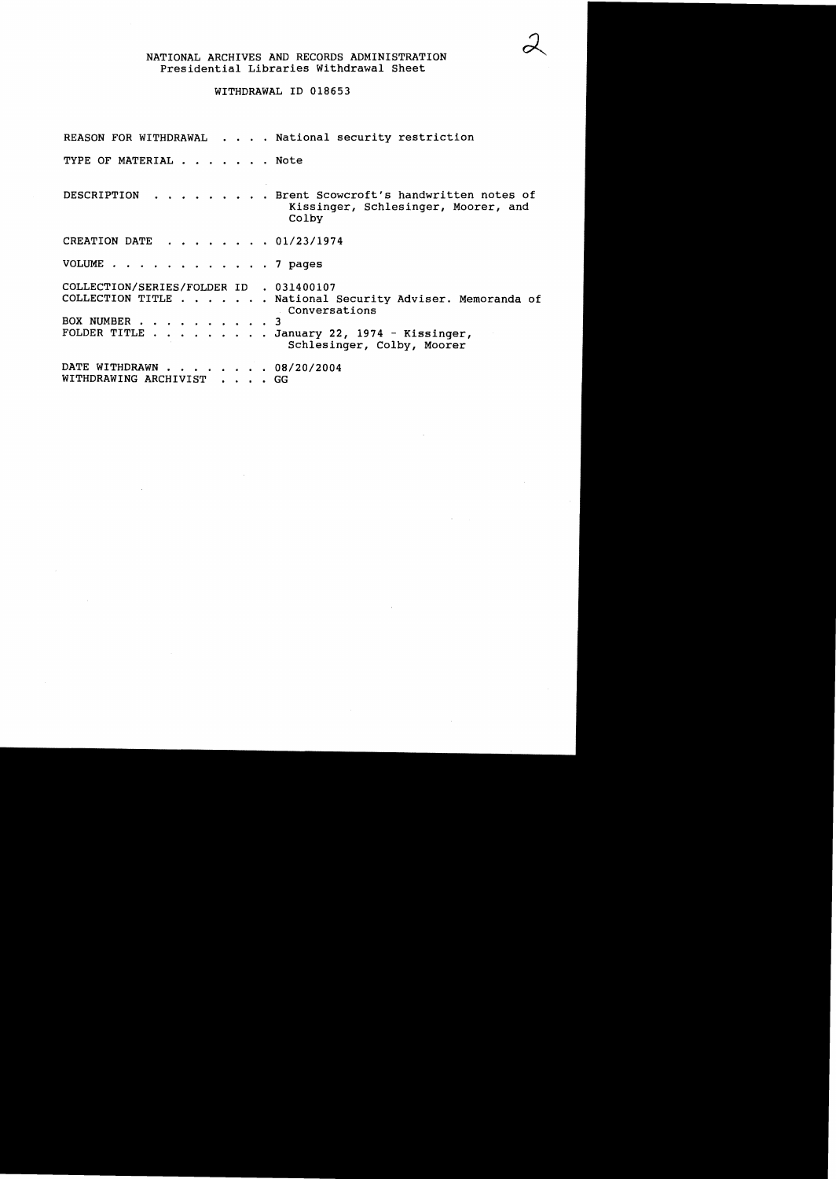NATIONAL ARCHIVES AND RECORDS ADMINISTRATION
Presidential Libraries Withdrawal Sheet

WITHDRAWAL ID 018653

REASON FOR WITHDRAWAL . . . . National security restriction

TYPE OF MATERIAL . . . . . . . Note

DESCRIPTION . . . . . . . . . Brent Scowcroft's handwritten notes of Kissinger, Schlesinger, Moorer, and Colby

CREATION DATE . . . . . . . . 01/23/1974

VOLUME . . . . . . . . . . . . 7 pages

COLLECTION/SERIES/FOLDER ID . 031400107
COLLECTION TITLE . . . . . . . National Security Adviser. Memoranda of Conversations
BOX NUMBER . . . . . . . . . . 3
FOLDER TITLE . . . . . . . . . January 22, 1974 - Kissinger, Schlesinger, Colby, Moorer

DATE WITHDRAWN . . . . . . . . 08/20/2004
WITHDRAWING ARCHIVIST . . . . GG